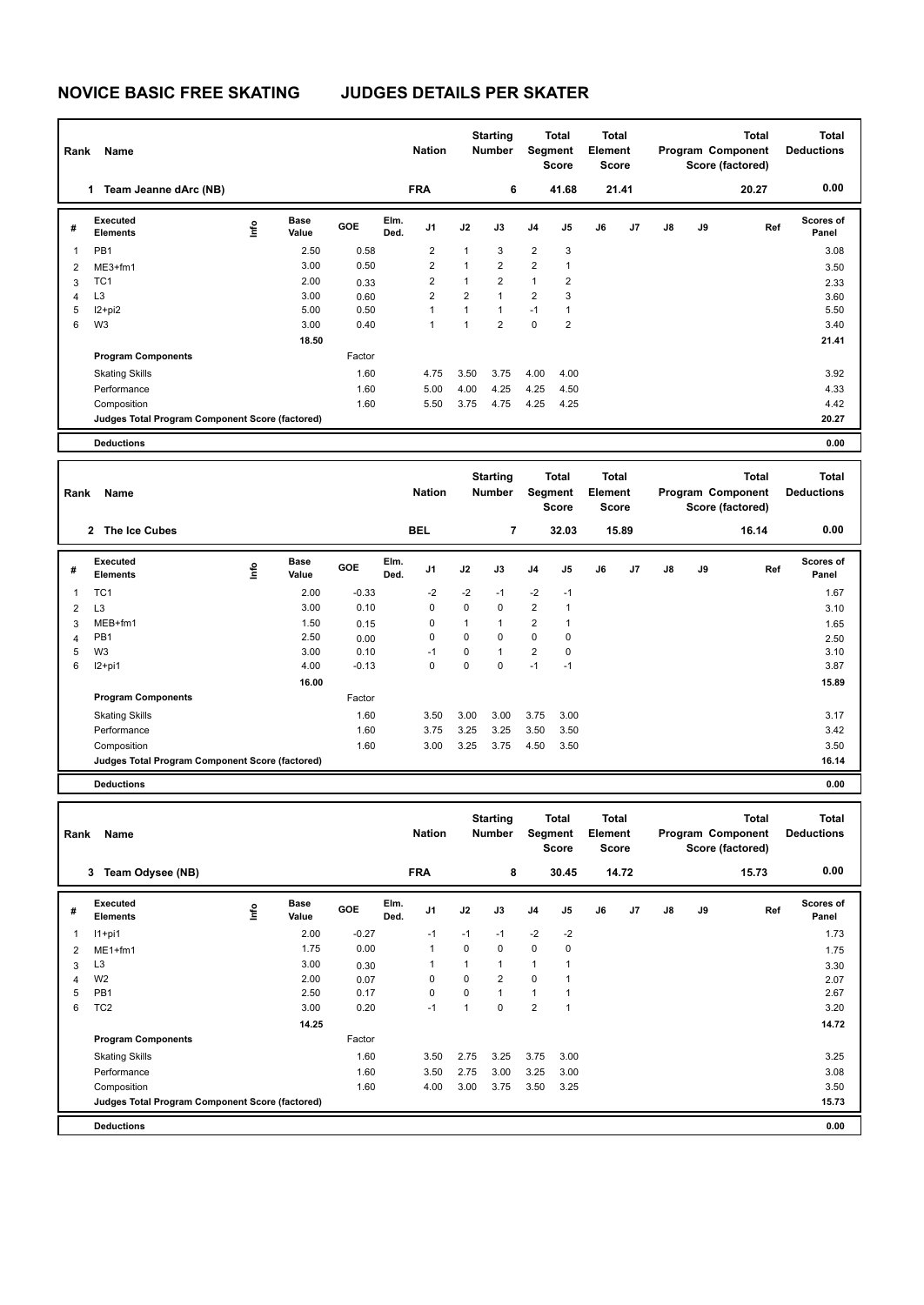# NOVICE BASIC FREE SKATING JUDGES DETAILS PER SKATER

| Rank | Name | Nation | Starting Number | Total Segment Score | Total Element Score | Total Program Component Score (factored) | Total Deductions |
|---|---|---|---|---|---|---|---|
| 1 | Team Jeanne dArc (NB) | FRA | 6 | 41.68 | 21.41 | 20.27 | 0.00 |

| # | Executed Elements | Info | Base Value | GOE | Elm. Ded. | J1 | J2 | J3 | J4 | J5 | J6 | J7 | J8 | J9 | Ref | Scores of Panel |
|---|---|---|---|---|---|---|---|---|---|---|---|---|---|---|---|---|
| 1 | PB1 | | 2.50 | 0.58 | | 2 | 1 | 3 | 2 | 3 | | | | | | 3.08 |
| 2 | ME3+fm1 | | 3.00 | 0.50 | | 2 | 1 | 2 | 2 | 1 | | | | | | 3.50 |
| 3 | TC1 | | 2.00 | 0.33 | | 2 | 1 | 2 | 1 | 2 | | | | | | 2.33 |
| 4 | L3 | | 3.00 | 0.60 | | 2 | 2 | 1 | 2 | 3 | | | | | | 3.60 |
| 5 | I2+pi2 | | 5.00 | 0.50 | | 1 | 1 | 1 | -1 | 1 | | | | | | 5.50 |
| 6 | W3 | | 3.00 | 0.40 | | 1 | 1 | 2 | 0 | 2 | | | | | | 3.40 |
| | | | 18.50 | | | | | | | | | | | | | 21.41 |
| | Program Components | | | Factor | | | | | | | | | | | | |
| | Skating Skills | | | 1.60 | | 4.75 | 3.50 | 3.75 | 4.00 | 4.00 | | | | | | 3.92 |
| | Performance | | | 1.60 | | 5.00 | 4.00 | 4.25 | 4.25 | 4.50 | | | | | | 4.33 |
| | Composition | | | 1.60 | | 5.50 | 3.75 | 4.75 | 4.25 | 4.25 | | | | | | 4.42 |
| | Judges Total Program Component Score (factored) | | | | | | | | | | | | | | | 20.27 |
| | Deductions | | | | | | | | | | | | | | | 0.00 |

| Rank | Name | Nation | Starting Number | Total Segment Score | Total Element Score | Total Program Component Score (factored) | Total Deductions |
|---|---|---|---|---|---|---|---|
| 2 | The Ice Cubes | BEL | 7 | 32.03 | 15.89 | 16.14 | 0.00 |

| # | Executed Elements | Info | Base Value | GOE | Elm. Ded. | J1 | J2 | J3 | J4 | J5 | J6 | J7 | J8 | J9 | Ref | Scores of Panel |
|---|---|---|---|---|---|---|---|---|---|---|---|---|---|---|---|---|
| 1 | TC1 | | 2.00 | -0.33 | | -2 | -2 | -1 | -2 | -1 | | | | | | 1.67 |
| 2 | L3 | | 3.00 | 0.10 | | 0 | 0 | 0 | 2 | 1 | | | | | | 3.10 |
| 3 | MEB+fm1 | | 1.50 | 0.15 | | 0 | 1 | 1 | 2 | 1 | | | | | | 1.65 |
| 4 | PB1 | | 2.50 | 0.00 | | 0 | 0 | 0 | 0 | 0 | | | | | | 2.50 |
| 5 | W3 | | 3.00 | 0.10 | | -1 | 0 | 1 | 2 | 0 | | | | | | 3.10 |
| 6 | I2+pi1 | | 4.00 | -0.13 | | 0 | 0 | 0 | -1 | -1 | | | | | | 3.87 |
| | | | 16.00 | | | | | | | | | | | | | 15.89 |
| | Program Components | | | Factor | | | | | | | | | | | | |
| | Skating Skills | | | 1.60 | | 3.50 | 3.00 | 3.00 | 3.75 | 3.00 | | | | | | 3.17 |
| | Performance | | | 1.60 | | 3.75 | 3.25 | 3.25 | 3.50 | 3.50 | | | | | | 3.42 |
| | Composition | | | 1.60 | | 3.00 | 3.25 | 3.75 | 4.50 | 3.50 | | | | | | 3.50 |
| | Judges Total Program Component Score (factored) | | | | | | | | | | | | | | | 16.14 |
| | Deductions | | | | | | | | | | | | | | | 0.00 |

| Rank | Name | Nation | Starting Number | Total Segment Score | Total Element Score | Total Program Component Score (factored) | Total Deductions |
|---|---|---|---|---|---|---|---|
| 3 | Team Odysee (NB) | FRA | 8 | 30.45 | 14.72 | 15.73 | 0.00 |

| # | Executed Elements | Info | Base Value | GOE | Elm. Ded. | J1 | J2 | J3 | J4 | J5 | J6 | J7 | J8 | J9 | Ref | Scores of Panel |
|---|---|---|---|---|---|---|---|---|---|---|---|---|---|---|---|---|
| 1 | I1+pi1 | | 2.00 | -0.27 | | -1 | -1 | -1 | -2 | -2 | | | | | | 1.73 |
| 2 | ME1+fm1 | | 1.75 | 0.00 | | 1 | 0 | 0 | 0 | 0 | | | | | | 1.75 |
| 3 | L3 | | 3.00 | 0.30 | | 1 | 1 | 1 | 1 | 1 | | | | | | 3.30 |
| 4 | W2 | | 2.00 | 0.07 | | 0 | 0 | 2 | 0 | 1 | | | | | | 2.07 |
| 5 | PB1 | | 2.50 | 0.17 | | 0 | 0 | 1 | 1 | 1 | | | | | | 2.67 |
| 6 | TC2 | | 3.00 | 0.20 | | -1 | 1 | 0 | 2 | 1 | | | | | | 3.20 |
| | | | 14.25 | | | | | | | | | | | | | 14.72 |
| | Program Components | | | Factor | | | | | | | | | | | | |
| | Skating Skills | | | 1.60 | | 3.50 | 2.75 | 3.25 | 3.75 | 3.00 | | | | | | 3.25 |
| | Performance | | | 1.60 | | 3.50 | 2.75 | 3.00 | 3.25 | 3.00 | | | | | | 3.08 |
| | Composition | | | 1.60 | | 4.00 | 3.00 | 3.75 | 3.50 | 3.25 | | | | | | 3.50 |
| | Judges Total Program Component Score (factored) | | | | | | | | | | | | | | | 15.73 |
| | Deductions | | | | | | | | | | | | | | | 0.00 |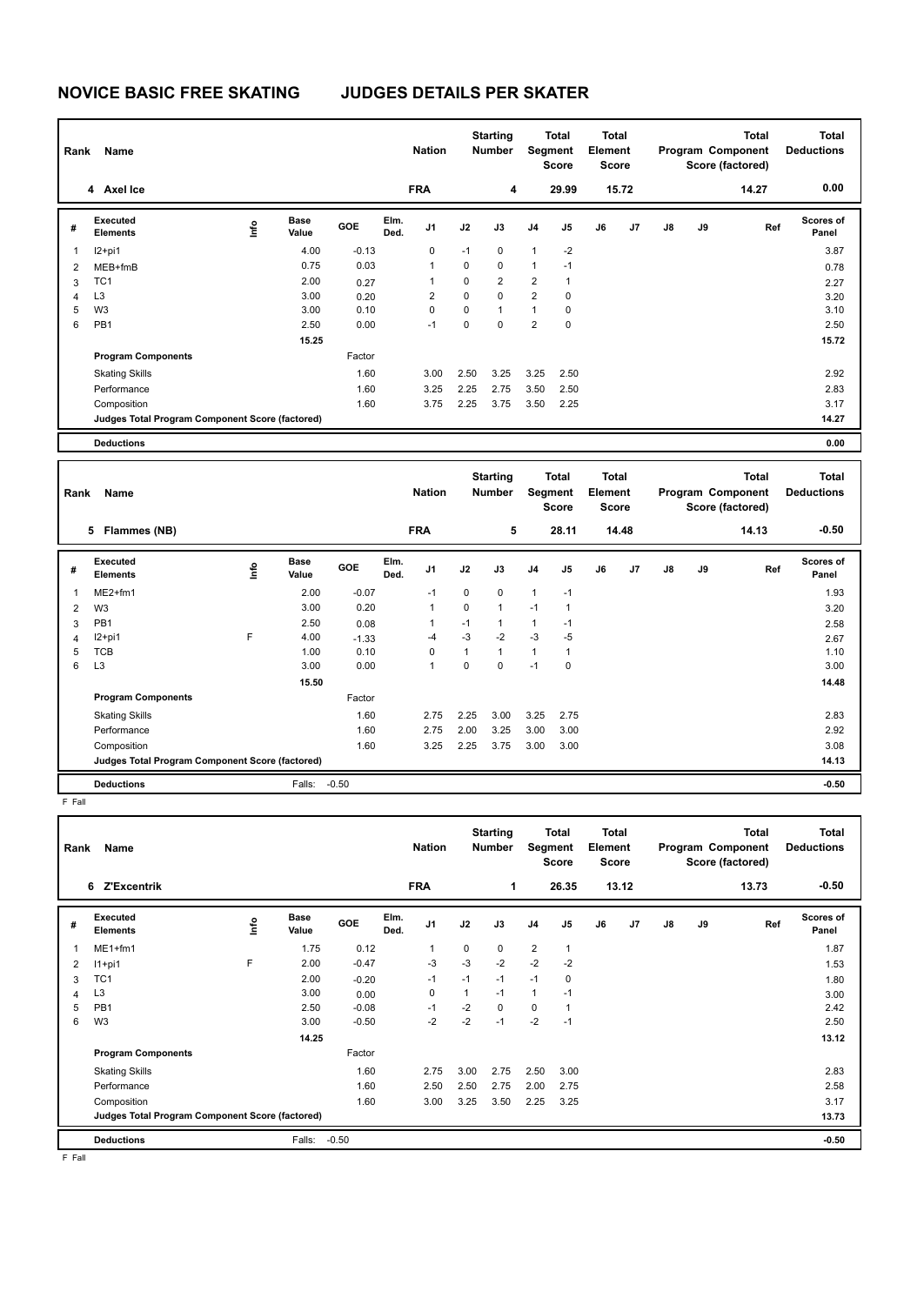# NOVICE BASIC FREE SKATING JUDGES DETAILS PER SKATER

| Rank | Name | Nation | Starting Number | Total Segment Score | Total Element Score | Total Program Component Score (factored) | Total Deductions |
|---|---|---|---|---|---|---|---|
| 4 | Axel Ice | FRA | 4 | 29.99 | 15.72 | 14.27 | 0.00 |

| # | Executed Elements | Info | Base Value | GOE | Elm. Ded. | J1 | J2 | J3 | J4 | J5 | J6 | J7 | J8 | J9 | Ref | Scores of Panel |
|---|---|---|---|---|---|---|---|---|---|---|---|---|---|---|---|---|
| 1 | I2+pi1 | | 4.00 | -0.13 | | 0 | -1 | 0 | 1 | -2 | | | | | | 3.87 |
| 2 | MEB+fmB | | 0.75 | 0.03 | | 1 | 0 | 0 | 1 | -1 | | | | | | 0.78 |
| 3 | TC1 | | 2.00 | 0.27 | | 1 | 0 | 2 | 2 | 1 | | | | | | 2.27 |
| 4 | L3 | | 3.00 | 0.20 | | 2 | 0 | 0 | 2 | 0 | | | | | | 3.20 |
| 5 | W3 | | 3.00 | 0.10 | | 0 | 0 | 1 | 1 | 0 | | | | | | 3.10 |
| 6 | PB1 | | 2.50 | 0.00 | | -1 | 0 | 0 | 2 | 0 | | | | | | 2.50 |
| | | | 15.25 | | | | | | | | | | | | | 15.72 |
| | **Program Components** | | | Factor | | | | | | | | | | | | |
| | Skating Skills | | | 1.60 | | 3.00 | 2.50 | 3.25 | 3.25 | 2.50 | | | | | | 2.92 |
| | Performance | | | 1.60 | | 3.25 | 2.25 | 2.75 | 3.50 | 2.50 | | | | | | 2.83 |
| | Composition | | | 1.60 | | 3.75 | 2.25 | 3.75 | 3.50 | 2.25 | | | | | | 3.17 |
| | **Judges Total Program Component Score (factored)** | | | | | | | | | | | | | | | 14.27 |
| | **Deductions** | | | | | | | | | | | | | | | 0.00 |

| Rank | Name | Nation | Starting Number | Total Segment Score | Total Element Score | Total Program Component Score (factored) | Total Deductions |
|---|---|---|---|---|---|---|---|
| 5 | Flammes (NB) | FRA | 5 | 28.11 | 14.48 | 14.13 | -0.50 |

| # | Executed Elements | Info | Base Value | GOE | Elm. Ded. | J1 | J2 | J3 | J4 | J5 | J6 | J7 | J8 | J9 | Ref | Scores of Panel |
|---|---|---|---|---|---|---|---|---|---|---|---|---|---|---|---|---|
| 1 | ME2+fm1 | | 2.00 | -0.07 | | -1 | 0 | 0 | 1 | -1 | | | | | | 1.93 |
| 2 | W3 | | 3.00 | 0.20 | | 1 | 0 | 1 | -1 | 1 | | | | | | 3.20 |
| 3 | PB1 | | 2.50 | 0.08 | | 1 | -1 | 1 | 1 | -1 | | | | | | 2.58 |
| 4 | I2+pi1 | F | 4.00 | -1.33 | | -4 | -3 | -2 | -3 | -5 | | | | | | 2.67 |
| 5 | TCB | | 1.00 | 0.10 | | 0 | 1 | 1 | 1 | 1 | | | | | | 1.10 |
| 6 | L3 | | 3.00 | 0.00 | | 1 | 0 | 0 | -1 | 0 | | | | | | 3.00 |
| | | | 15.50 | | | | | | | | | | | | | 14.48 |
| | **Program Components** | | | Factor | | | | | | | | | | | | |
| | Skating Skills | | | 1.60 | | 2.75 | 2.25 | 3.00 | 3.25 | 2.75 | | | | | | 2.83 |
| | Performance | | | 1.60 | | 2.75 | 2.00 | 3.25 | 3.00 | 3.00 | | | | | | 2.92 |
| | Composition | | | 1.60 | | 3.25 | 2.25 | 3.75 | 3.00 | 3.00 | | | | | | 3.08 |
| | **Judges Total Program Component Score (factored)** | | | | | | | | | | | | | | | 14.13 |
| | **Deductions** | | Falls: | -0.50 | | | | | | | | | | | | -0.50 |

F Fall

| Rank | Name | Nation | Starting Number | Total Segment Score | Total Element Score | Total Program Component Score (factored) | Total Deductions |
|---|---|---|---|---|---|---|---|
| 6 | Z'Excentrik | FRA | 1 | 26.35 | 13.12 | 13.73 | -0.50 |

| # | Executed Elements | Info | Base Value | GOE | Elm. Ded. | J1 | J2 | J3 | J4 | J5 | J6 | J7 | J8 | J9 | Ref | Scores of Panel |
|---|---|---|---|---|---|---|---|---|---|---|---|---|---|---|---|---|
| 1 | ME1+fm1 | | 1.75 | 0.12 | | 1 | 0 | 0 | 2 | 1 | | | | | | 1.87 |
| 2 | I1+pi1 | F | 2.00 | -0.47 | | -3 | -3 | -2 | -2 | -2 | | | | | | 1.53 |
| 3 | TC1 | | 2.00 | -0.20 | | -1 | -1 | -1 | -1 | 0 | | | | | | 1.80 |
| 4 | L3 | | 3.00 | 0.00 | | 0 | 1 | -1 | 1 | -1 | | | | | | 3.00 |
| 5 | PB1 | | 2.50 | -0.08 | | -1 | -2 | 0 | 0 | 1 | | | | | | 2.42 |
| 6 | W3 | | 3.00 | -0.50 | | -2 | -2 | -1 | -2 | -1 | | | | | | 2.50 |
| | | | 14.25 | | | | | | | | | | | | | 13.12 |
| | **Program Components** | | | Factor | | | | | | | | | | | | |
| | Skating Skills | | | 1.60 | | 2.75 | 3.00 | 2.75 | 2.50 | 3.00 | | | | | | 2.83 |
| | Performance | | | 1.60 | | 2.50 | 2.50 | 2.75 | 2.00 | 2.75 | | | | | | 2.58 |
| | Composition | | | 1.60 | | 3.00 | 3.25 | 3.50 | 2.25 | 3.25 | | | | | | 3.17 |
| | **Judges Total Program Component Score (factored)** | | | | | | | | | | | | | | | 13.73 |
| | **Deductions** | | Falls: | -0.50 | | | | | | | | | | | | -0.50 |

F Fall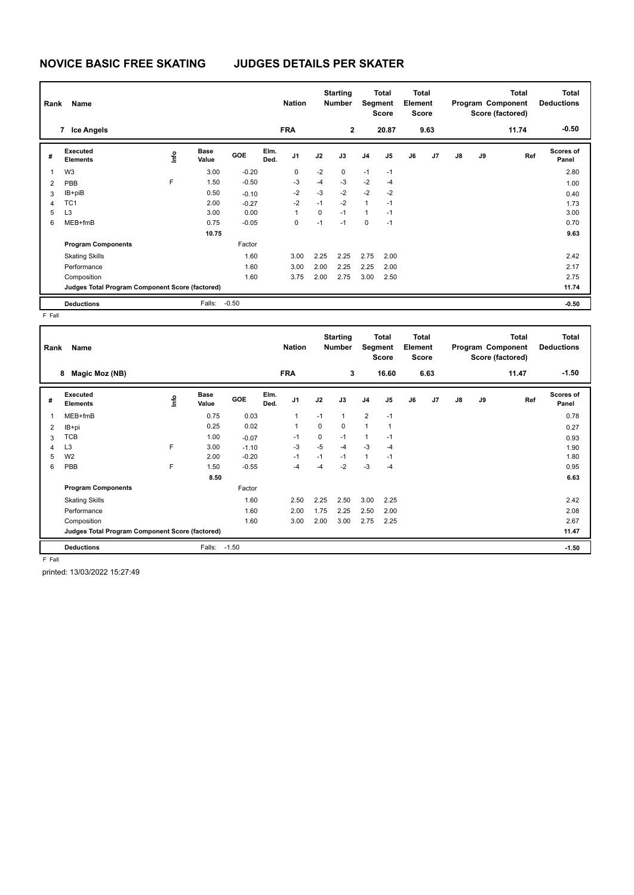## NOVICE BASIC FREE SKATING JUDGES DETAILS PER SKATER

| Rank | Name | Nation | Starting Number | Total Segment Score | Total Element Score | Total Program Component Score (factored) | Total Deductions |
|---|---|---|---|---|---|---|---|
| 7 | Ice Angels | FRA | 2 | 20.87 | 9.63 | 11.74 | -0.50 |

| # | Executed Elements | Info | Base Value | GOE | Elm. Ded. | J1 | J2 | J3 | J4 | J5 | J6 | J7 | J8 | J9 | Ref | Scores of Panel |
|---|---|---|---|---|---|---|---|---|---|---|---|---|---|---|---|---|
| 1 | W3 | | 3.00 | -0.20 | | 0 | -2 | 0 | -1 | -1 | | | | | | 2.80 |
| 2 | PBB | F | 1.50 | -0.50 | | -3 | -4 | -3 | -2 | -4 | | | | | | 1.00 |
| 3 | IB+piB | | 0.50 | -0.10 | | -2 | -3 | -2 | -2 | -2 | | | | | | 0.40 |
| 4 | TC1 | | 2.00 | -0.27 | | -2 | -1 | -2 | 1 | -1 | | | | | | 1.73 |
| 5 | L3 | | 3.00 | 0.00 | | 1 | 0 | -1 | 1 | -1 | | | | | | 3.00 |
| 6 | MEB+fmB | | 0.75 | -0.05 | | 0 | -1 | -1 | 0 | -1 | | | | | | 0.70 |
| | | | 10.75 | | | | | | | | | | | | | 9.63 |
| | **Program Components** | | | Factor | | | | | | | | | | | | |
| | Skating Skills | | | 1.60 | | 3.00 | 2.25 | 2.25 | 2.75 | 2.00 | | | | | | 2.42 |
| | Performance | | | 1.60 | | 3.00 | 2.00 | 2.25 | 2.25 | 2.00 | | | | | | 2.17 |
| | Composition | | | 1.60 | | 3.75 | 2.00 | 2.75 | 3.00 | 2.50 | | | | | | 2.75 |
| | **Judges Total Program Component Score (factored)** | | | | | | | | | | | | | | | 11.74 |
| | **Deductions** | | Falls: | -0.50 | | | | | | | | | | | | -0.50 |

F Fall

| Rank | Name | Nation | Starting Number | Total Segment Score | Total Element Score | Total Program Component Score (factored) | Total Deductions |
|---|---|---|---|---|---|---|---|
| 8 | Magic Moz (NB) | FRA | 3 | 16.60 | 6.63 | 11.47 | -1.50 |

| # | Executed Elements | Info | Base Value | GOE | Elm. Ded. | J1 | J2 | J3 | J4 | J5 | J6 | J7 | J8 | J9 | Ref | Scores of Panel |
|---|---|---|---|---|---|---|---|---|---|---|---|---|---|---|---|---|
| 1 | MEB+fmB | | 0.75 | 0.03 | | 1 | -1 | 1 | 2 | -1 | | | | | | 0.78 |
| 2 | IB+pi | | 0.25 | 0.02 | | 1 | 0 | 0 | 1 | 1 | | | | | | 0.27 |
| 3 | TCB | | 1.00 | -0.07 | | -1 | 0 | -1 | 1 | -1 | | | | | | 0.93 |
| 4 | L3 | F | 3.00 | -1.10 | | -3 | -5 | -4 | -3 | -4 | | | | | | 1.90 |
| 5 | W2 | | 2.00 | -0.20 | | -1 | -1 | -1 | 1 | -1 | | | | | | 1.80 |
| 6 | PBB | F | 1.50 | -0.55 | | -4 | -4 | -2 | -3 | -4 | | | | | | 0.95 |
| | | | 8.50 | | | | | | | | | | | | | 6.63 |
| | **Program Components** | | | Factor | | | | | | | | | | | | |
| | Skating Skills | | | 1.60 | | 2.50 | 2.25 | 2.50 | 3.00 | 2.25 | | | | | | 2.42 |
| | Performance | | | 1.60 | | 2.00 | 1.75 | 2.25 | 2.50 | 2.00 | | | | | | 2.08 |
| | Composition | | | 1.60 | | 3.00 | 2.00 | 3.00 | 2.75 | 2.25 | | | | | | 2.67 |
| | **Judges Total Program Component Score (factored)** | | | | | | | | | | | | | | | 11.47 |
| | **Deductions** | | Falls: | -1.50 | | | | | | | | | | | | -1.50 |

F Fall

printed: 13/03/2022 15:27:49